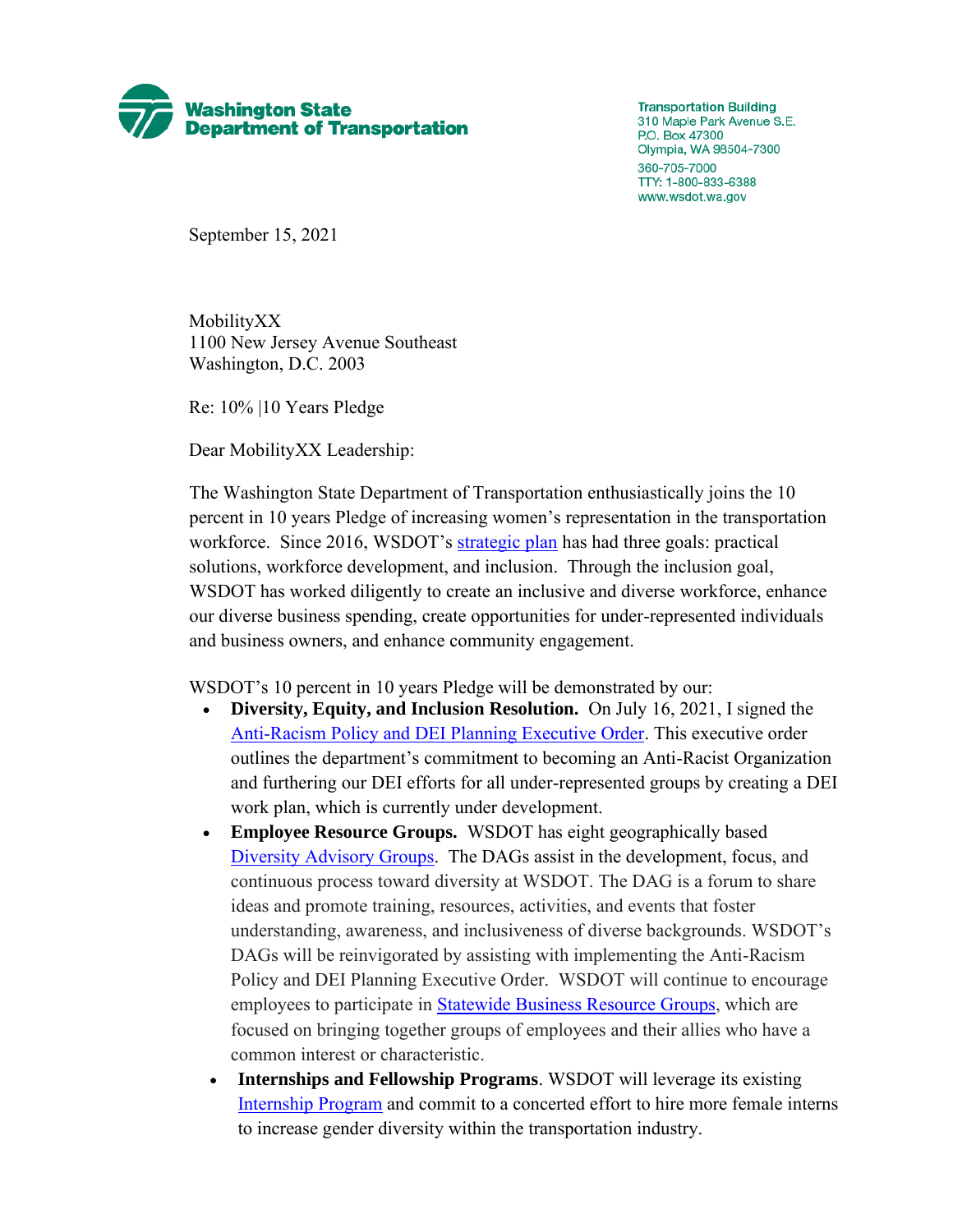**Washington State Department of Transportation**

Transportation Building
310 Maple Park Avenue S.E.
P.O. Box 47300
Olympia, WA 98504-7300

360-705-7000
TTY: 1-800-833-6388
www.wsdot.wa.gov

September 15, 2021

MobilityXX
1100 New Jersey Avenue Southeast
Washington, D.C. 2003

Re: 10% |10 Years Pledge

Dear MobilityXX Leadership:

The Washington State Department of Transportation enthusiastically joins the 10 percent in 10 years Pledge of increasing women's representation in the transportation workforce. Since 2016, WSDOT's strategic plan has had three goals: practical solutions, workforce development, and inclusion. Through the inclusion goal, WSDOT has worked diligently to create an inclusive and diverse workforce, enhance our diverse business spending, create opportunities for under-represented individuals and business owners, and enhance community engagement.

WSDOT's 10 percent in 10 years Pledge will be demonstrated by our:

- **Diversity, Equity, and Inclusion Resolution.** On July 16, 2021, I signed the Anti-Racism Policy and DEI Planning Executive Order. This executive order outlines the department's commitment to becoming an Anti-Racist Organization and furthering our DEI efforts for all under-represented groups by creating a DEI work plan, which is currently under development.
- **Employee Resource Groups.** WSDOT has eight geographically based Diversity Advisory Groups. The DAGs assist in the development, focus, and continuous process toward diversity at WSDOT. The DAG is a forum to share ideas and promote training, resources, activities, and events that foster understanding, awareness, and inclusiveness of diverse backgrounds. WSDOT's DAGs will be reinvigorated by assisting with implementing the Anti-Racism Policy and DEI Planning Executive Order. WSDOT will continue to encourage employees to participate in Statewide Business Resource Groups, which are focused on bringing together groups of employees and their allies who have a common interest or characteristic.
- **Internships and Fellowship Programs**. WSDOT will leverage its existing Internship Program and commit to a concerted effort to hire more female interns to increase gender diversity within the transportation industry.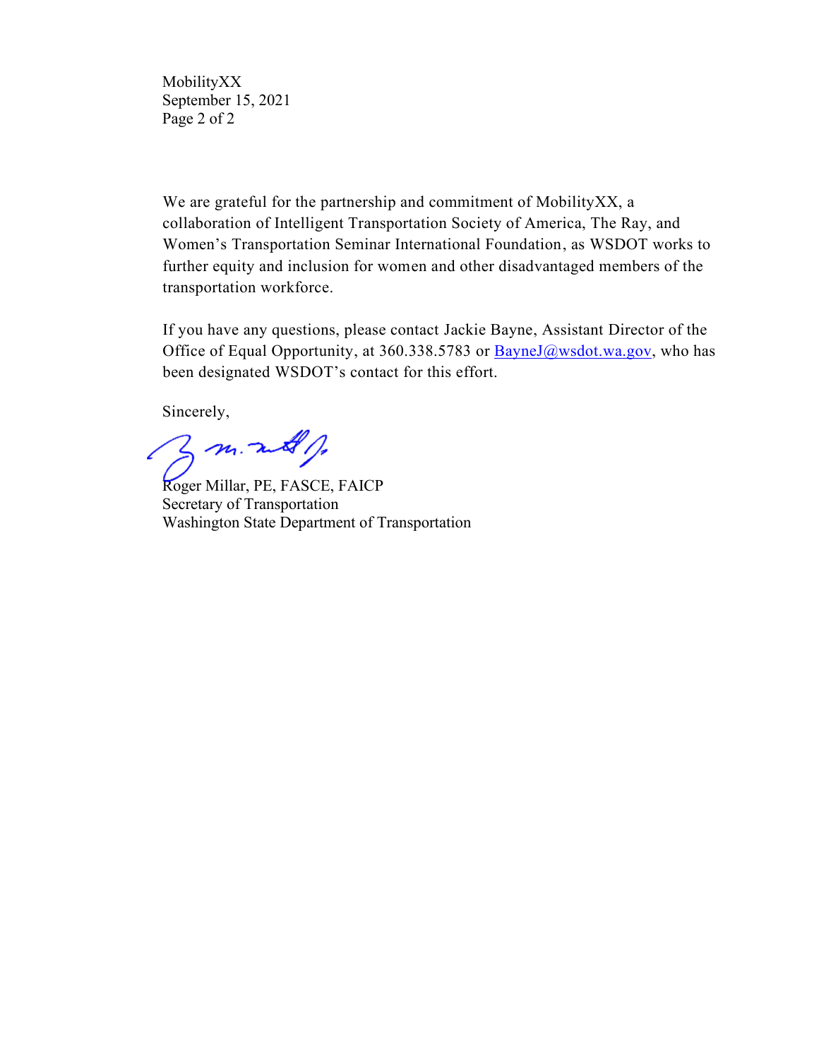We are grateful for the partnership and commitment of MobilityXX, a collaboration of Intelligent Transportation Society of America, The Ray, and Women's Transportation Seminar International Foundation, as WSDOT works to further equity and inclusion for women and other disadvantaged members of the transportation workforce.

If you have any questions, please contact Jackie Bayne, Assistant Director of the Office of Equal Opportunity, at 360.338.5783 or BayneJ@wsdot.wa.gov, who has been designated WSDOT's contact for this effort.

Sincerely,

Roger Millar, PE, FASCE, FAICP
Secretary of Transportation
Washington State Department of Transportation